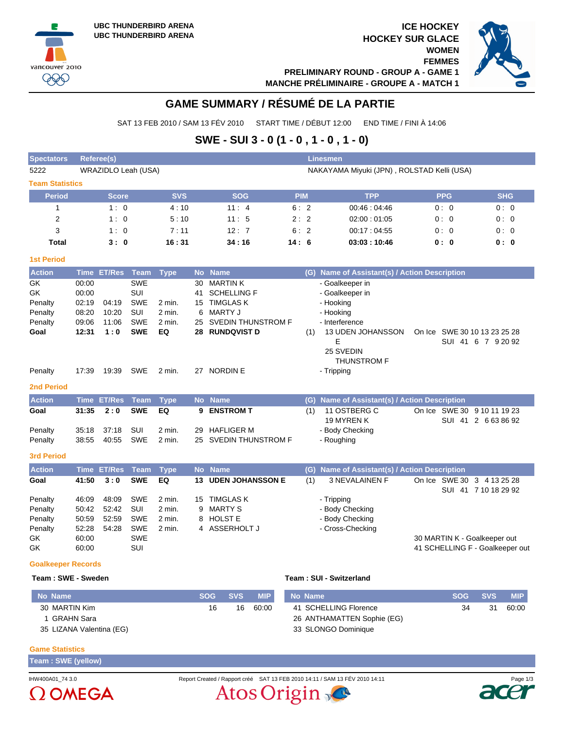UBC THUNDERBIRD ARENA
UBC THUNDERBIRD ARENA

ICE HOCKEY
HOCKEY SUR GLACE
WOMEN
FEMMES
PRELIMINARY ROUND - GROUP A - GAME 1
MANCHE PRÉLIMINAIRE - GROUPE A - MATCH 1

# GAME SUMMARY / RÉSUMÉ DE LA PARTIE

SAT 13 FEB 2010 / SAM 13 FÉV 2010 START TIME / DÉBUT 12:00 END TIME / FINI À 14:06

## SWE - SUI 3 - 0 (1 - 0 , 1 - 0 , 1 - 0)

| Spectators | Referee(s) | Linesmen |
|---|---|---|
| 5222 | WRAZIDLO Leah (USA) | NAKAYAMA Miyuki (JPN) , ROLSTAD Kelli (USA) |

### Team Statistics

| Period | Score | SVS | SOG | PIM | TPP | PPG | SHG |
|---|---|---|---|---|---|---|---|
| 1 | 1 : 0 | 4 : 10 | 11 : 4 | 6 : 2 | 00:46 : 04:46 | 0 : 0 | 0 : 0 |
| 2 | 1 : 0 | 5 : 10 | 11 : 5 | 2 : 2 | 02:00 : 01:05 | 0 : 0 | 0 : 0 |
| 3 | 1 : 0 | 7 : 11 | 12 : 7 | 6 : 2 | 00:17 : 04:55 | 0 : 0 | 0 : 0 |
| **Total** | **3 : 0** | **16 : 31** | **34 : 16** | **14 : 6** | **03:03 : 10:46** | **0 : 0** | **0 : 0** |

### 1st Period

| Action | Time | ET/Res | Team | Type | No | Name | (G) | Name of Assistant(s) / Action Description | On Ice |
|---|---|---|---|---|---|---|---|---|---|
| GK | 00:00 | | SWE | | 30 | MARTIN K | | - Goalkeeper in | |
| GK | 00:00 | | SUI | | 41 | SCHELLING F | | - Goalkeeper in | |
| Penalty | 02:19 | 04:19 | SWE | 2 min. | 15 | TIMGLAS K | | - Hooking | |
| Penalty | 08:20 | 10:20 | SUI | 2 min. | 6 | MARTY J | | - Hooking | |
| Penalty | 09:06 | 11:06 | SWE | 2 min. | 25 | SVEDIN THUNSTROM F | | - Interference | |
| **Goal** | **12:31** | **1 : 0** | **SWE** | **EQ** | **28** | **RUNDQVIST D** | (1) | 13 UDEN JOHANSSON E, 25 SVEDIN THUNSTROM F | SWE 30 10 13 23 25 28; SUI 41 6 7 9 20 92 |
| Penalty | 17:39 | 19:39 | SWE | 2 min. | 27 | NORDIN E | | - Tripping | |

### 2nd Period

| Action | Time | ET/Res | Team | Type | No | Name | (G) | Name of Assistant(s) / Action Description | On Ice |
|---|---|---|---|---|---|---|---|---|---|
| **Goal** | **31:35** | **2 : 0** | **SWE** | **EQ** | **9** | **ENSTROM T** | (1) | 11 OSTBERG C, 19 MYREN K | SWE 30 9 10 11 19 23; SUI 41 2 6 63 86 92 |
| Penalty | 35:18 | 37:18 | SUI | 2 min. | 29 | HAFLIGER M | | - Body Checking | |
| Penalty | 38:55 | 40:55 | SWE | 2 min. | 25 | SVEDIN THUNSTROM F | | - Roughing | |

### 3rd Period

| Action | Time | ET/Res | Team | Type | No | Name | (G) | Name of Assistant(s) / Action Description | On Ice |
|---|---|---|---|---|---|---|---|---|---|
| **Goal** | **41:50** | **3 : 0** | **SWE** | **EQ** | **13** | **UDEN JOHANSSON E** | (1) | 3 NEVALAINEN F | SWE 30 3 4 13 25 28; SUI 41 7 10 18 29 92 |
| Penalty | 46:09 | 48:09 | SWE | 2 min. | 15 | TIMGLAS K | | - Tripping | |
| Penalty | 50:42 | 52:42 | SUI | 2 min. | 9 | MARTY S | | - Body Checking | |
| Penalty | 50:59 | 52:59 | SWE | 2 min. | 8 | HOLST E | | - Body Checking | |
| Penalty | 52:28 | 54:28 | SWE | 2 min. | 4 | ASSERHOLT J | | - Cross-Checking | |
| GK | 60:00 | | SWE | | | | | | 30 MARTIN K - Goalkeeper out |
| GK | 60:00 | | SUI | | | | | | 41 SCHELLING F - Goalkeeper out |

### Goalkeeper Records

**Team : SWE - Sweden**

| No | Name | SOG | SVS | MIP |
|---|---|---|---|---|
| 30 | MARTIN Kim | 16 | 16 | 60:00 |
| 1 | GRAHN Sara | | | |
| 35 | LIZANA Valentina (EG) | | | |

**Team : SUI - Switzerland**

| No | Name | SOG | SVS | MIP |
|---|---|---|---|---|
| 41 | SCHELLING Florence | 34 | 31 | 60:00 |
| 26 | ANTHAMATTEN Sophie (EG) | | | |
| 33 | SLONGO Dominique | | | |

### Game Statistics

**Team : SWE (yellow)**

IHW400A01_74 3.0 Report Created / Rapport créé SAT 13 FEB 2010 14:11 / SAM 13 FÉV 2010 14:11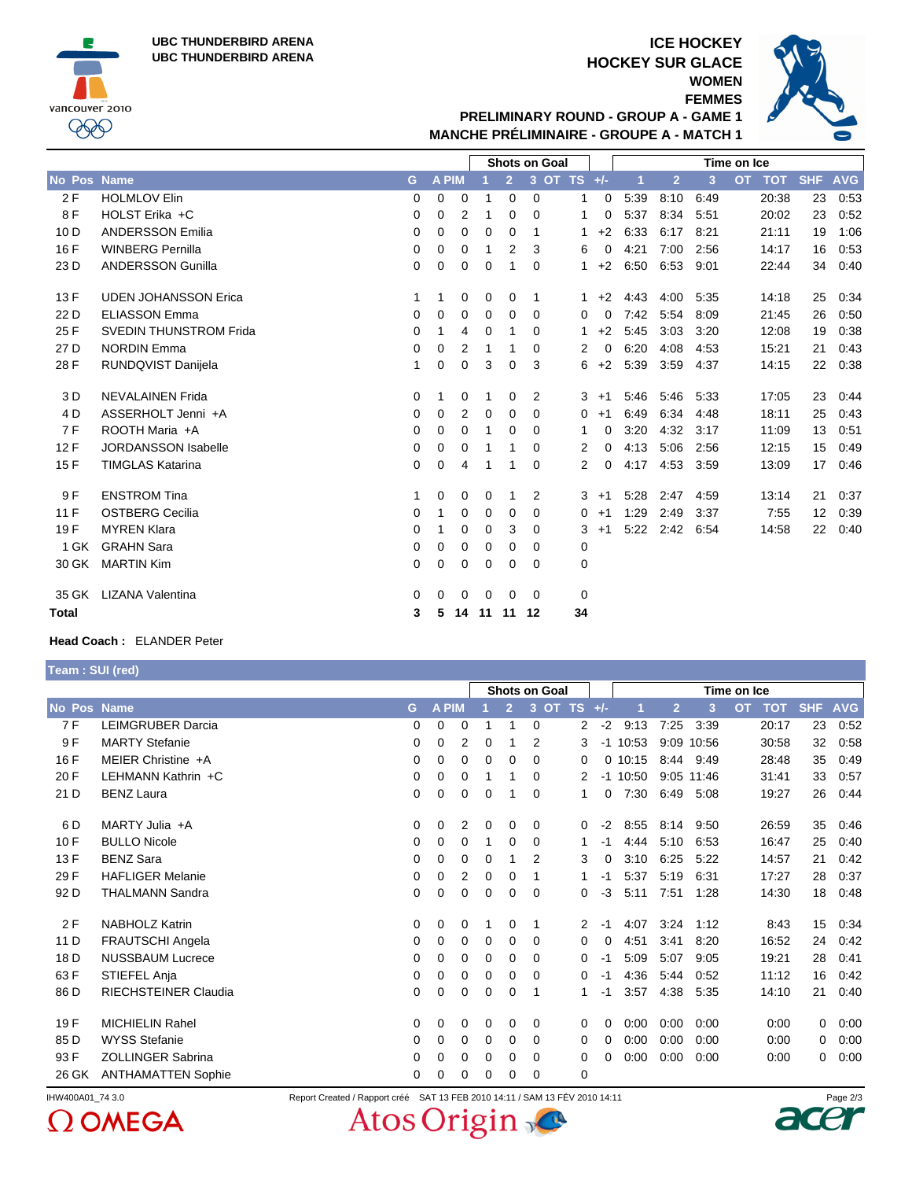UBC THUNDERBIRD ARENA
UBC THUNDERBIRD ARENA

# ICE HOCKEY
# HOCKEY SUR GLACE
## WOMEN
## FEMMES
### PRELIMINARY ROUND - GROUP A - GAME 1
### MANCHE PRÉLIMINAIRE - GROUPE A - MATCH 1

| No | Pos | Name | G | A | PIM | Shots on Goal 1 | 2 | 3 | OT | TS | +/- | Time on Ice 1 | 2 | 3 | OT | TOT | SHF | AVG |
|---|---|---|---|---|---|---|---|---|---|---|---|---|---|---|---|---|---|---|
| 2 | F | HOLMLOV Elin | 0 | 0 | 0 | 1 | 0 | 0 | | 1 | 0 | 5:39 | 8:10 | 6:49 | | 20:38 | 23 | 0:53 |
| 8 | F | HOLST Erika +C | 0 | 0 | 2 | 1 | 0 | 0 | | 1 | 0 | 5:37 | 8:34 | 5:51 | | 20:02 | 23 | 0:52 |
| 10 | D | ANDERSSON Emilia | 0 | 0 | 0 | 0 | 0 | 1 | | 1 | +2 | 6:33 | 6:17 | 8:21 | | 21:11 | 19 | 1:06 |
| 16 | F | WINBERG Pernilla | 0 | 0 | 0 | 1 | 2 | 3 | | 6 | 0 | 4:21 | 7:00 | 2:56 | | 14:17 | 16 | 0:53 |
| 23 | D | ANDERSSON Gunilla | 0 | 0 | 0 | 0 | 1 | 0 | | 1 | +2 | 6:50 | 6:53 | 9:01 | | 22:44 | 34 | 0:40 |
| 13 | F | UDEN JOHANSSON Erica | 1 | 1 | 0 | 0 | 0 | 1 | | 1 | +2 | 4:43 | 4:00 | 5:35 | | 14:18 | 25 | 0:34 |
| 22 | D | ELIASSON Emma | 0 | 0 | 0 | 0 | 0 | 0 | | 0 | 0 | 7:42 | 5:54 | 8:09 | | 21:45 | 26 | 0:50 |
| 25 | F | SVEDIN THUNSTROM Frida | 0 | 1 | 4 | 0 | 1 | 0 | | 1 | +2 | 5:45 | 3:03 | 3:20 | | 12:08 | 19 | 0:38 |
| 27 | D | NORDIN Emma | 0 | 0 | 2 | 1 | 1 | 0 | | 2 | 0 | 6:20 | 4:08 | 4:53 | | 15:21 | 21 | 0:43 |
| 28 | F | RUNDQVIST Danijela | 1 | 0 | 0 | 3 | 0 | 3 | | 6 | +2 | 5:39 | 3:59 | 4:37 | | 14:15 | 22 | 0:38 |
| 3 | D | NEVALAINEN Frida | 0 | 1 | 0 | 1 | 0 | 2 | | 3 | +1 | 5:46 | 5:46 | 5:33 | | 17:05 | 23 | 0:44 |
| 4 | D | ASSERHOLT Jenni +A | 0 | 0 | 2 | 0 | 0 | 0 | | 0 | +1 | 6:49 | 6:34 | 4:48 | | 18:11 | 25 | 0:43 |
| 7 | F | ROOTH Maria +A | 0 | 0 | 0 | 1 | 0 | 0 | | 1 | 0 | 3:20 | 4:32 | 3:17 | | 11:09 | 13 | 0:51 |
| 12 | F | JORDANSSON Isabelle | 0 | 0 | 0 | 1 | 1 | 0 | | 2 | 0 | 4:13 | 5:06 | 2:56 | | 12:15 | 15 | 0:49 |
| 15 | F | TIMGLAS Katarina | 0 | 0 | 4 | 1 | 1 | 0 | | 2 | 0 | 4:17 | 4:53 | 3:59 | | 13:09 | 17 | 0:46 |
| 9 | F | ENSTROM Tina | 1 | 0 | 0 | 0 | 1 | 2 | | 3 | +1 | 5:28 | 2:47 | 4:59 | | 13:14 | 21 | 0:37 |
| 11 | F | OSTBERG Cecilia | 0 | 1 | 0 | 0 | 0 | 0 | | 0 | +1 | 1:29 | 2:49 | 3:37 | | 7:55 | 12 | 0:39 |
| 19 | F | MYREN Klara | 0 | 1 | 0 | 0 | 3 | 0 | | 3 | +1 | 5:22 | 2:42 | 6:54 | | 14:58 | 22 | 0:40 |
| 1 | GK | GRAHN Sara | 0 | 0 | 0 | 0 | 0 | 0 | | 0 | | | | | | | | |
| 30 | GK | MARTIN Kim | 0 | 0 | 0 | 0 | 0 | 0 | | 0 | | | | | | | | |
| 35 | GK | LIZANA Valentina | 0 | 0 | 0 | 0 | 0 | 0 | | 0 | | | | | | | | |
| **Total** | | | **3** | **5** | **14** | **11** | **11** | **12** | | **34** | | | | | | | | |

**Head Coach :** ELANDER Peter

**Team : SUI (red)**

| No | Pos | Name | G | A | PIM | Shots on Goal 1 | 2 | 3 | OT | TS | +/- | Time on Ice 1 | 2 | 3 | OT | TOT | SHF | AVG |
|---|---|---|---|---|---|---|---|---|---|---|---|---|---|---|---|---|---|---|
| 7 | F | LEIMGRUBER Darcia | 0 | 0 | 0 | 1 | 1 | 0 | | 2 | -2 | 9:13 | 7:25 | 3:39 | | 20:17 | 23 | 0:52 |
| 9 | F | MARTY Stefanie | 0 | 0 | 2 | 0 | 1 | 2 | | 3 | -1 | 10:53 | 9:09 | 10:56 | | 30:58 | 32 | 0:58 |
| 16 | F | MEIER Christine +A | 0 | 0 | 0 | 0 | 0 | 0 | | 0 | 0 | 10:15 | 8:44 | 9:49 | | 28:48 | 35 | 0:49 |
| 20 | F | LEHMANN Kathrin +C | 0 | 0 | 0 | 1 | 1 | 0 | | 2 | -1 | 10:50 | 9:05 | 11:46 | | 31:41 | 33 | 0:57 |
| 21 | D | BENZ Laura | 0 | 0 | 0 | 0 | 1 | 0 | | 1 | 0 | 7:30 | 6:49 | 5:08 | | 19:27 | 26 | 0:44 |
| 6 | D | MARTY Julia +A | 0 | 0 | 2 | 0 | 0 | 0 | | 0 | -2 | 8:55 | 8:14 | 9:50 | | 26:59 | 35 | 0:46 |
| 10 | F | BULLO Nicole | 0 | 0 | 0 | 1 | 0 | 0 | | 1 | -1 | 4:44 | 5:10 | 6:53 | | 16:47 | 25 | 0:40 |
| 13 | F | BENZ Sara | 0 | 0 | 0 | 0 | 1 | 2 | | 3 | 0 | 3:10 | 6:25 | 5:22 | | 14:57 | 21 | 0:42 |
| 29 | F | HAFLIGER Melanie | 0 | 0 | 2 | 0 | 0 | 1 | | 1 | -1 | 5:37 | 5:19 | 6:31 | | 17:27 | 28 | 0:37 |
| 92 | D | THALMANN Sandra | 0 | 0 | 0 | 0 | 0 | 0 | | 0 | -3 | 5:11 | 7:51 | 1:28 | | 14:30 | 18 | 0:48 |
| 2 | F | NABHOLZ Katrin | 0 | 0 | 0 | 1 | 0 | 1 | | 2 | -1 | 4:07 | 3:24 | 1:12 | | 8:43 | 15 | 0:34 |
| 11 | D | FRAUTSCHI Angela | 0 | 0 | 0 | 0 | 0 | 0 | | 0 | 0 | 4:51 | 3:41 | 8:20 | | 16:52 | 24 | 0:42 |
| 18 | D | NUSSBAUM Lucrece | 0 | 0 | 0 | 0 | 0 | 0 | | 0 | -1 | 5:09 | 5:07 | 9:05 | | 19:21 | 28 | 0:41 |
| 63 | F | STIEFEL Anja | 0 | 0 | 0 | 0 | 0 | 0 | | 0 | -1 | 4:36 | 5:44 | 0:52 | | 11:12 | 16 | 0:42 |
| 86 | D | RIECHSTEINER Claudia | 0 | 0 | 0 | 0 | 0 | 1 | | 1 | -1 | 3:57 | 4:38 | 5:35 | | 14:10 | 21 | 0:40 |
| 19 | F | MICHIELIN Rahel | 0 | 0 | 0 | 0 | 0 | 0 | | 0 | 0 | 0:00 | 0:00 | 0:00 | | 0:00 | 0 | 0:00 |
| 85 | D | WYSS Stefanie | 0 | 0 | 0 | 0 | 0 | 0 | | 0 | 0 | 0:00 | 0:00 | 0:00 | | 0:00 | 0 | 0:00 |
| 93 | F | ZOLLINGER Sabrina | 0 | 0 | 0 | 0 | 0 | 0 | | 0 | 0 | 0:00 | 0:00 | 0:00 | | 0:00 | 0 | 0:00 |
| 26 | GK | ANTHAMATTEN Sophie | 0 | 0 | 0 | 0 | 0 | 0 | | 0 | | | | | | | | |

IHW400A01_74 3.0 — Report Created / Rapport créé SAT 13 FEB 2010 14:11 / SAM 13 FÉV 2010 14:11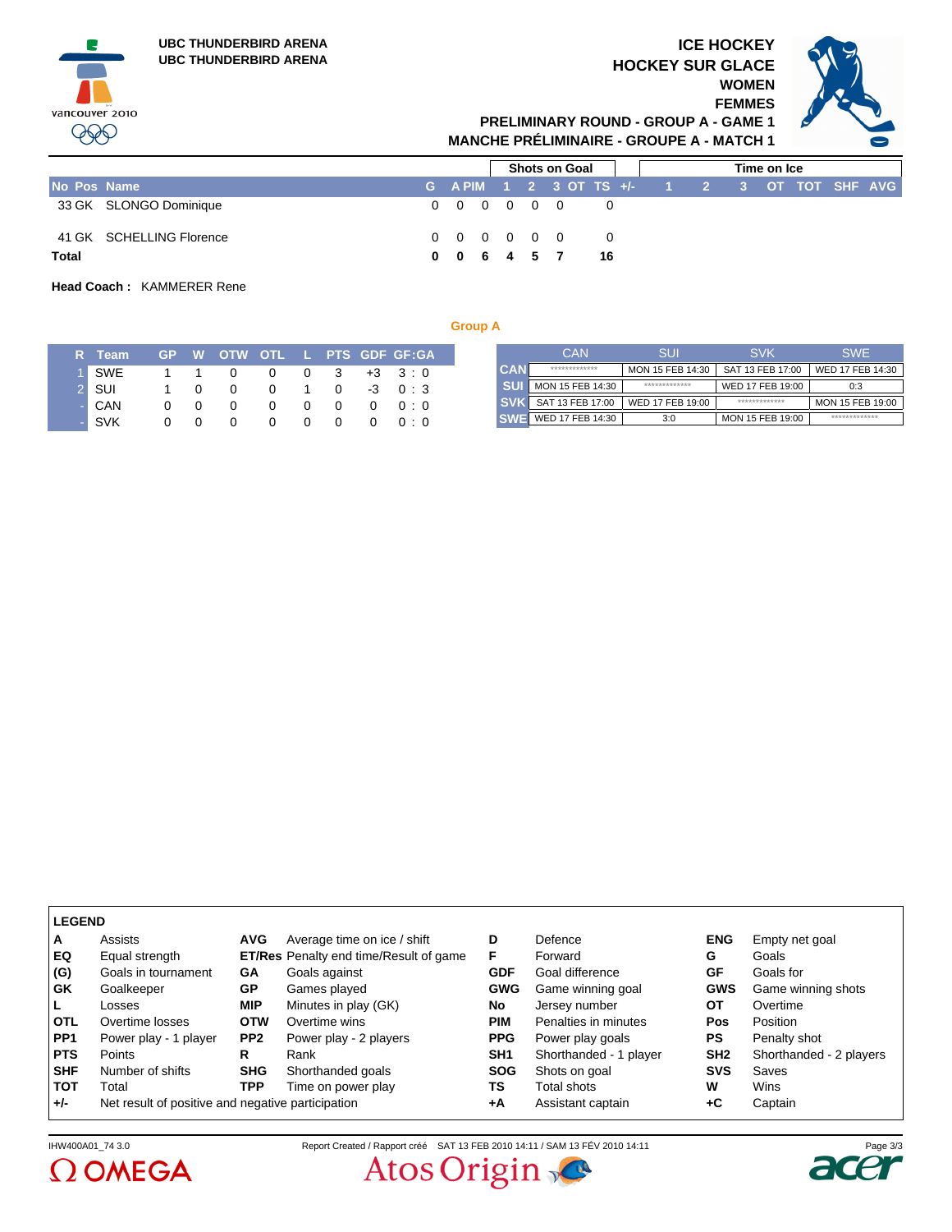UBC THUNDERBIRD ARENA
UBC THUNDERBIRD ARENA

# ICE HOCKEY
# HOCKEY SUR GLACE
## WOMEN
## FEMMES
### PRELIMINARY ROUND - GROUP A - GAME 1
### MANCHE PRÉLIMINAIRE - GROUPE A - MATCH 1

| | | | | | | Shots on Goal | | | | | | Time on Ice | | | | | | |
|---|---|---|---|---|---|---|---|---|---|---|---|---|---|---|---|---|---|---|
| No | Pos | Name | G | A | PIM | 1 | 2 | 3 | OT | TS | +/- | 1 | 2 | 3 | OT | TOT | SHF | AVG |
| 33 | GK | SLONGO Dominique | 0 | 0 | 0 | 0 | 0 | 0 | | 0 | | | | | | | | |
| 41 | GK | SCHELLING Florence | 0 | 0 | 0 | 0 | 0 | 0 | | 0 | | | | | | | | |
| Total | | | 0 | 0 | 6 | 4 | 5 | 7 | | 16 | | | | | | | | |

**Head Coach :** KAMMERER Rene

**Group A**

| R | Team | GP | W | OTW | OTL | L | PTS | GDF | GF:GA |
|---|---|---|---|---|---|---|---|---|---|
| 1 | SWE | 1 | 1 | 0 | 0 | 0 | 3 | +3 | 3 : 0 |
| 2 | SUI | 1 | 0 | 0 | 0 | 1 | 0 | -3 | 0 : 3 |
| - | CAN | 0 | 0 | 0 | 0 | 0 | 0 | 0 | 0 : 0 |
| - | SVK | 0 | 0 | 0 | 0 | 0 | 0 | 0 | 0 : 0 |

| | CAN | SUI | SVK | SWE |
|---|---|---|---|---|
| CAN | ************* | MON 15 FEB 14:30 | SAT 13 FEB 17:00 | WED 17 FEB 14:30 |
| SUI | MON 15 FEB 14:30 | ************* | WED 17 FEB 19:00 | 0:3 |
| SVK | SAT 13 FEB 17:00 | WED 17 FEB 19:00 | ************* | MON 15 FEB 19:00 |
| SWE | WED 17 FEB 14:30 | 3:0 | MON 15 FEB 19:00 | ************* |

**LEGEND**

| | | | | | | | |
|---|---|---|---|---|---|---|---|
| **A** | Assists | **AVG** | Average time on ice / shift | **D** | Defence | **ENG** | Empty net goal |
| **EQ** | Equal strength | **ET/Res** | Penalty end time/Result of game | **F** | Forward | **G** | Goals |
| **(G)** | Goals in tournament | **GA** | Goals against | **GDF** | Goal difference | **GF** | Goals for |
| **GK** | Goalkeeper | **GP** | Games played | **GWG** | Game winning goal | **GWS** | Game winning shots |
| **L** | Losses | **MIP** | Minutes in play (GK) | **No** | Jersey number | **OT** | Overtime |
| **OTL** | Overtime losses | **OTW** | Overtime wins | **PIM** | Penalties in minutes | **Pos** | Position |
| **PP1** | Power play - 1 player | **PP2** | Power play - 2 players | **PPG** | Power play goals | **PS** | Penalty shot |
| **PTS** | Points | **R** | Rank | **SH1** | Shorthanded - 1 player | **SH2** | Shorthanded - 2 players |
| **SHF** | Number of shifts | **SHG** | Shorthanded goals | **SOG** | Shots on goal | **SVS** | Saves |
| **TOT** | Total | **TPP** | Time on power play | **TS** | Total shots | **W** | Wins |
| **+/-** | Net result of positive and negative participation | | | **+A** | Assistant captain | **+C** | Captain |

IHW400A01_74 3.0 Report Created / Rapport créé SAT 13 FEB 2010 14:11 / SAM 13 FÉV 2010 14:11